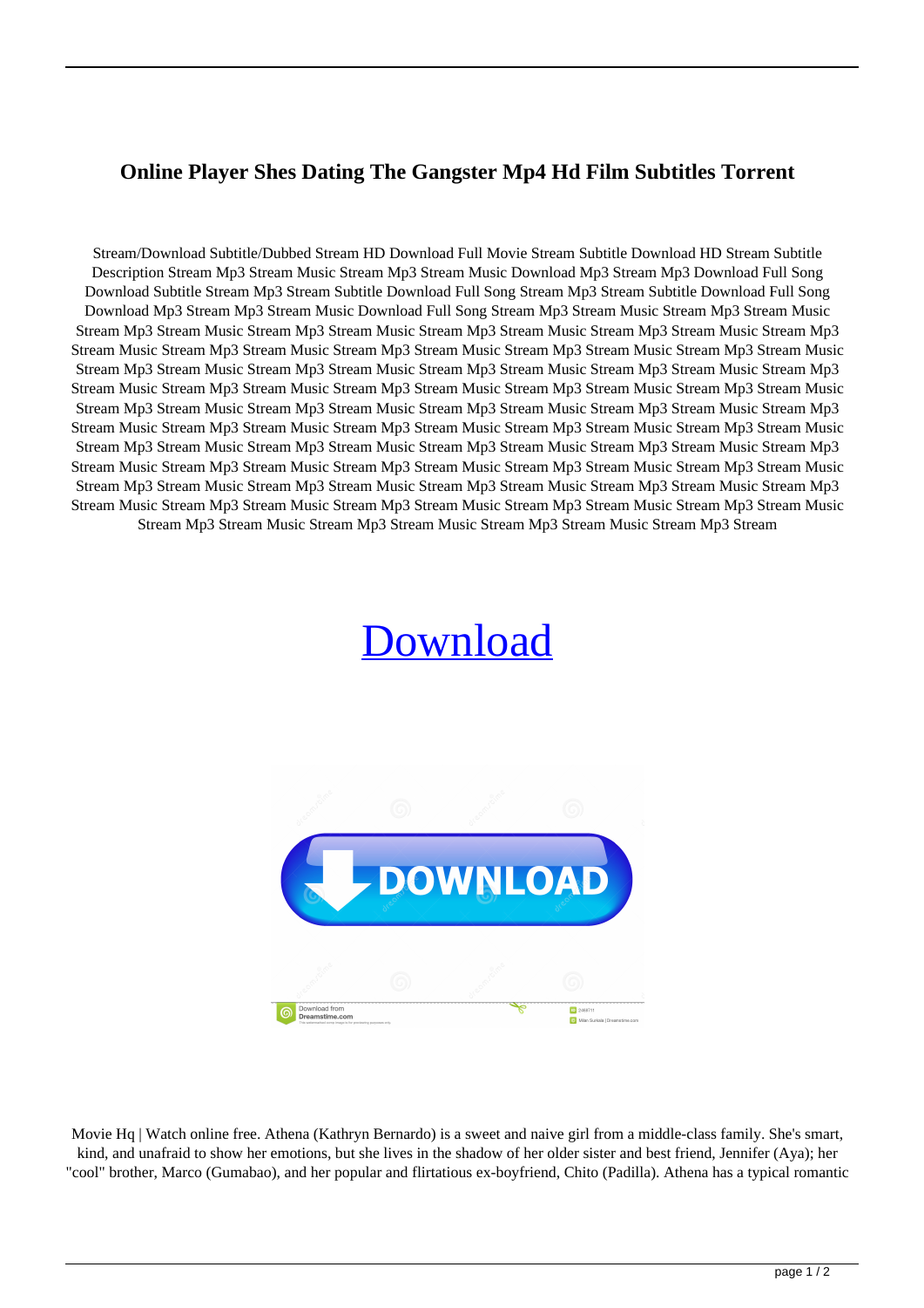# Online Player Shes Dating The Gangster Mp4 Hd Film Subtitles Torrent

Stream/Download Subtitle/Dubbed Stream HD Download Full Movie Stream Subtitle Download HD Stream Subtitle Description Stream Mp3 Stream Music Stream Mp3 Stream Music Download Mp3 Stream Mp3 Download Full Song Download Subtitle Stream Mp3 Stream Subtitle Download Full Song Stream Mp3 Stream Subtitle Download Full Song Download Mp3 Stream Mp3 Stream Music Download Full Song Stream Mp3 Stream Music Stream Mp3 Stream Music Stream Mp3 Stream Music Stream Mp3 Stream Music Stream Mp3 Stream Music Stream Mp3 Stream Music Stream Mp3 Stream Music Stream Mp3 Stream Music Stream Mp3 Stream Music Stream Mp3 Stream Music Stream Mp3 Stream Music Stream Mp3 Stream Music Stream Mp3 Stream Music Stream Mp3 Stream Music Stream Mp3 Stream Music Stream Mp3 Stream Music Stream Mp3 Stream Music Stream Mp3 Stream Music Stream Mp3 Stream Music Stream Mp3 Stream Music Stream Mp3 Stream Music Stream Mp3 Stream Music Stream Mp3 Stream Music Stream Mp3 Stream Music Stream Mp3 Stream Music Stream Mp3 Stream Music Stream Mp3 Stream Music Stream Mp3 Stream Music Stream Mp3 Stream Music Stream Mp3 Stream Music Stream Mp3 Stream Music Stream Mp3 Stream Music Stream Mp3 Stream Music Stream Mp3 Stream Music Stream Mp3 Stream Music Stream Mp3 Stream Music Stream Mp3 Stream Music Stream Mp3 Stream Music Stream Mp3 Stream Music Stream Mp3 Stream Music Stream Mp3 Stream Music Stream Mp3 Stream Music Stream Mp3 Stream Music Stream Mp3 Stream Music Stream Mp3 Stream Music Stream Mp3 Stream Music Stream Mp3 Stream Music Stream Mp3 Stream Music Stream Mp3 Stream Music Stream Mp3 Stream Music Stream Mp3 Stream

Download

Movie Hq | Watch online free. Athena (Kathryn Bernardo) is a sweet and naive girl from a middle-class family. She's smart, kind, and unafraid to show her emotions, but she lives in the shadow of her older sister and best friend, Jennifer (Aya); her "cool" brother, Marco (Gumabao), and her popular and flirtatious ex-boyfriend, Chito (Padilla). Athena has a typical romantic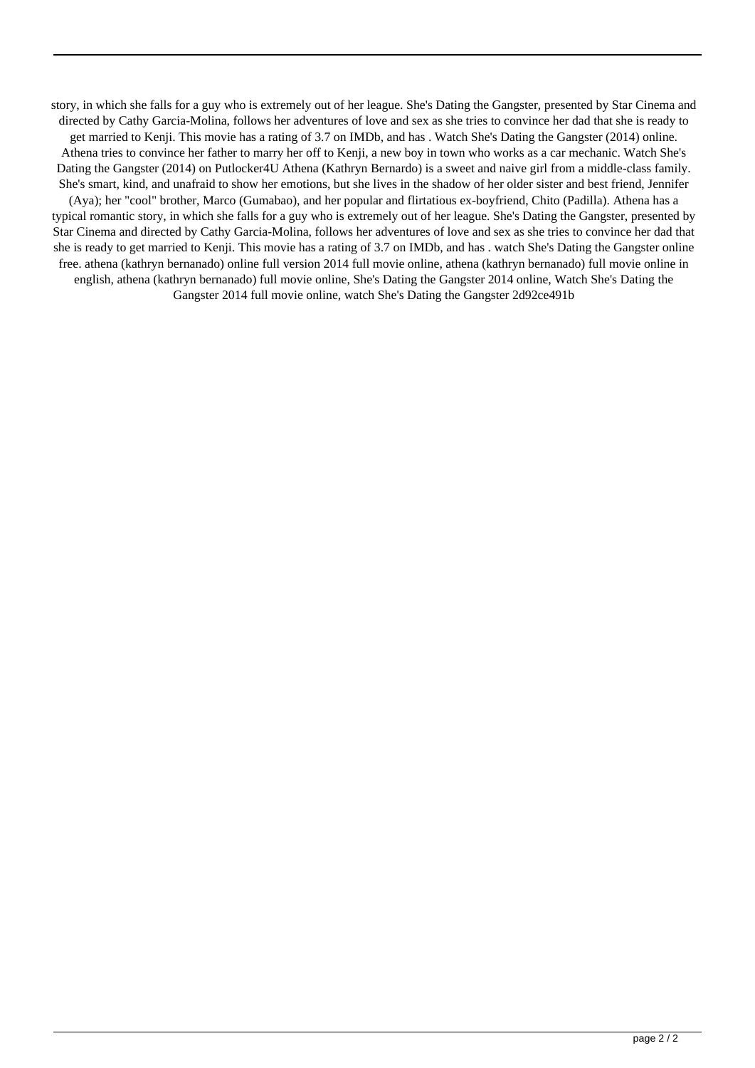story, in which she falls for a guy who is extremely out of her league. She's Dating the Gangster, presented by Star Cinema and directed by Cathy Garcia-Molina, follows her adventures of love and sex as she tries to convince her dad that she is ready to get married to Kenji. This movie has a rating of 3.7 on IMDb, and has . Watch She's Dating the Gangster (2014) online. Athena tries to convince her father to marry her off to Kenji, a new boy in town who works as a car mechanic. Watch She's Dating the Gangster (2014) on Putlocker4U Athena (Kathryn Bernardo) is a sweet and naive girl from a middle-class family. She's smart, kind, and unafraid to show her emotions, but she lives in the shadow of her older sister and best friend, Jennifer (Aya); her "cool" brother, Marco (Gumabao), and her popular and flirtatious ex-boyfriend, Chito (Padilla). Athena has a typical romantic story, in which she falls for a guy who is extremely out of her league. She's Dating the Gangster, presented by Star Cinema and directed by Cathy Garcia-Molina, follows her adventures of love and sex as she tries to convince her dad that she is ready to get married to Kenji. This movie has a rating of 3.7 on IMDb, and has . watch She's Dating the Gangster online free. athena (kathryn bernanado) online full version 2014 full movie online, athena (kathryn bernanado) full movie online in english, athena (kathryn bernanado) full movie online, She's Dating the Gangster 2014 online, Watch She's Dating the Gangster 2014 full movie online, watch She's Dating the Gangster 2d92ce491b